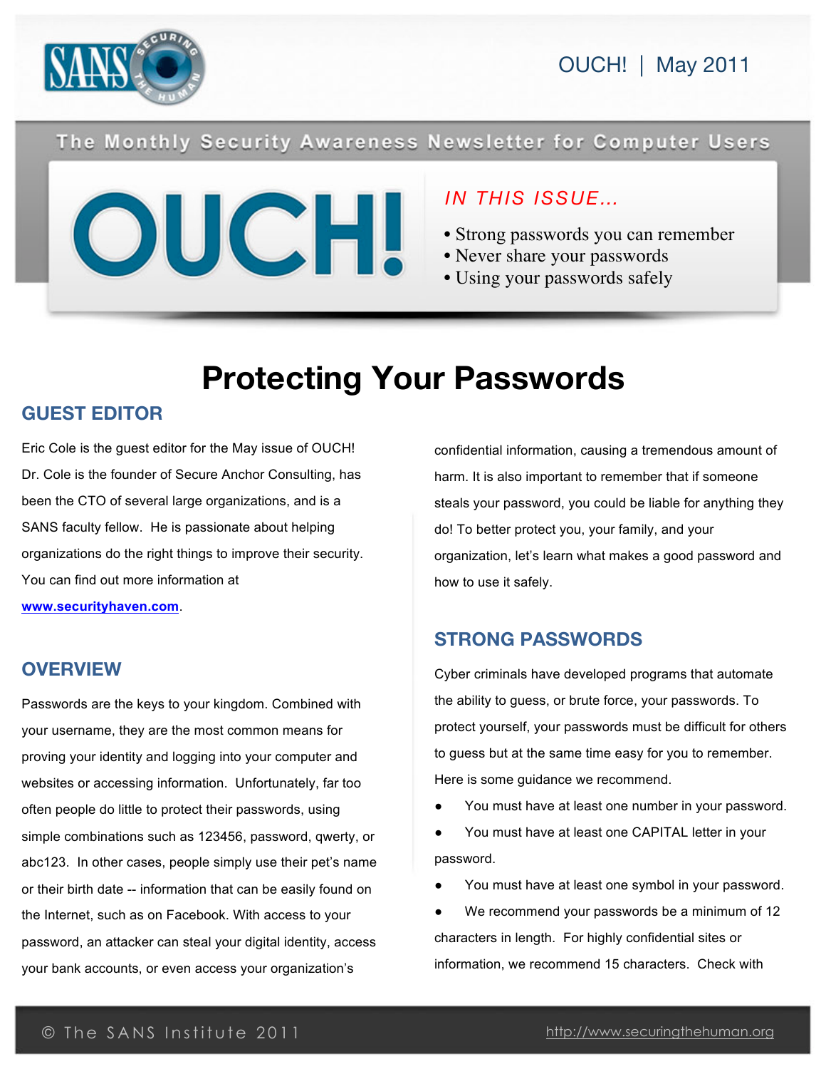OUCH! | May 2011

The Monthly Security Awareness Newsletter for Computer Users

# OUCH!

*IN THIS ISSUE...*

- Strong passwords you can remember
- Never share your passwords
- Using your passwords safely

# Protecting Your Passwords

## GUEST EDITOR

Eric Cole is the guest editor for the May issue of OUCH! Dr. Cole is the founder of Secure Anchor Consulting, has been the CTO of several large organizations, and is a SANS faculty fellow. He is passionate about helping organizations do the right things to improve their security. You can find out more information at **www.securityhaven.com**.

## OVERVIEW

Passwords are the keys to your kingdom. Combined with your username, they are the most common means for proving your identity and logging into your computer and websites or accessing information. Unfortunately, far too often people do little to protect their passwords, using simple combinations such as 123456, password, qwerty, or abc123. In other cases, people simply use their pet's name or their birth date -- information that can be easily found on the Internet, such as on Facebook. With access to your password, an attacker can steal your digital identity, access your bank accounts, or even access your organization's confidential information, causing a tremendous amount of harm. It is also important to remember that if someone steals your password, you could be liable for anything they do! To better protect you, your family, and your organization, let's learn what makes a good password and how to use it safely.

## STRONG PASSWORDS

Cyber criminals have developed programs that automate the ability to guess, or brute force, your passwords. To protect yourself, your passwords must be difficult for others to guess but at the same time easy for you to remember. Here is some guidance we recommend.

- You must have at least one number in your password.
- You must have at least one CAPITAL letter in your password.
- You must have at least one symbol in your password.
- We recommend your passwords be a minimum of 12 characters in length. For highly confidential sites or information, we recommend 15 characters. Check with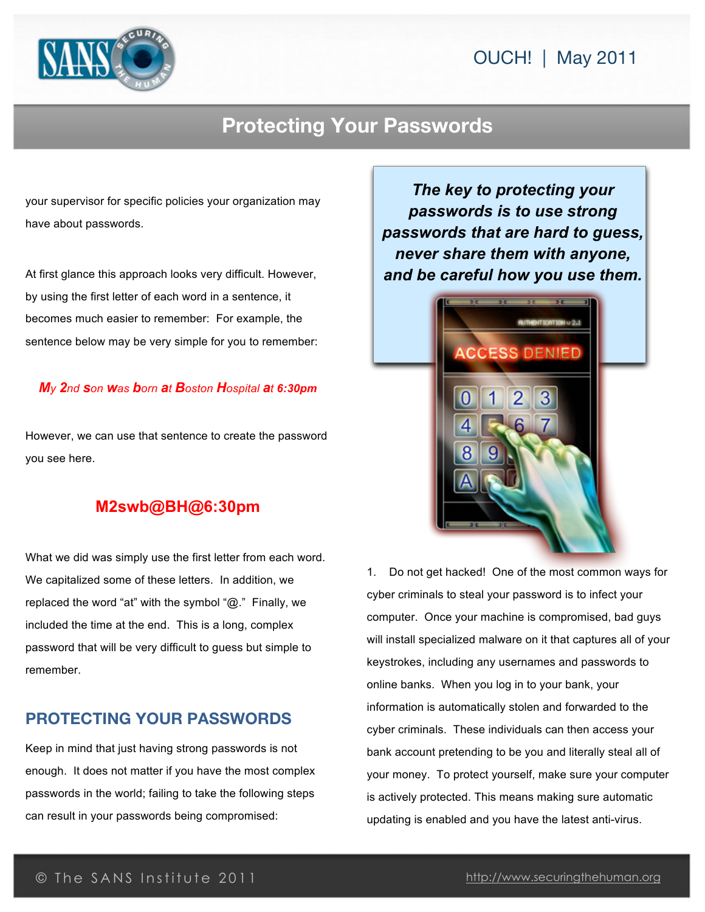your supervisor for specific policies your organization may have about passwords.

At first glance this approach looks very difficult. However, by using the first letter of each word in a sentence, it becomes much easier to remember: For example, the sentence below may be very simple for you to remember:

***My 2nd son was born at Boston Hospital at 6:30pm***

However, we can use that sentence to create the password you see here.

**M2swb@BH@6:30pm**

What we did was simply use the first letter from each word. We capitalized some of these letters. In addition, we replaced the word "at" with the symbol "@." Finally, we included the time at the end. This is a long, complex password that will be very difficult to guess but simple to remember.

## PROTECTING YOUR PASSWORDS

Keep in mind that just having strong passwords is not enough. It does not matter if you have the most complex passwords in the world; failing to take the following steps can result in your passwords being compromised:

***The key to protecting your passwords is to use strong passwords that are hard to guess, never share them with anyone, and be careful how you use them.***

1. Do not get hacked! One of the most common ways for cyber criminals to steal your password is to infect your computer. Once your machine is compromised, bad guys will install specialized malware on it that captures all of your keystrokes, including any usernames and passwords to online banks. When you log in to your bank, your information is automatically stolen and forwarded to the cyber criminals. These individuals can then access your bank account pretending to be you and literally steal all of your money. To protect yourself, make sure your computer is actively protected. This means making sure automatic updating is enabled and you have the latest anti-virus.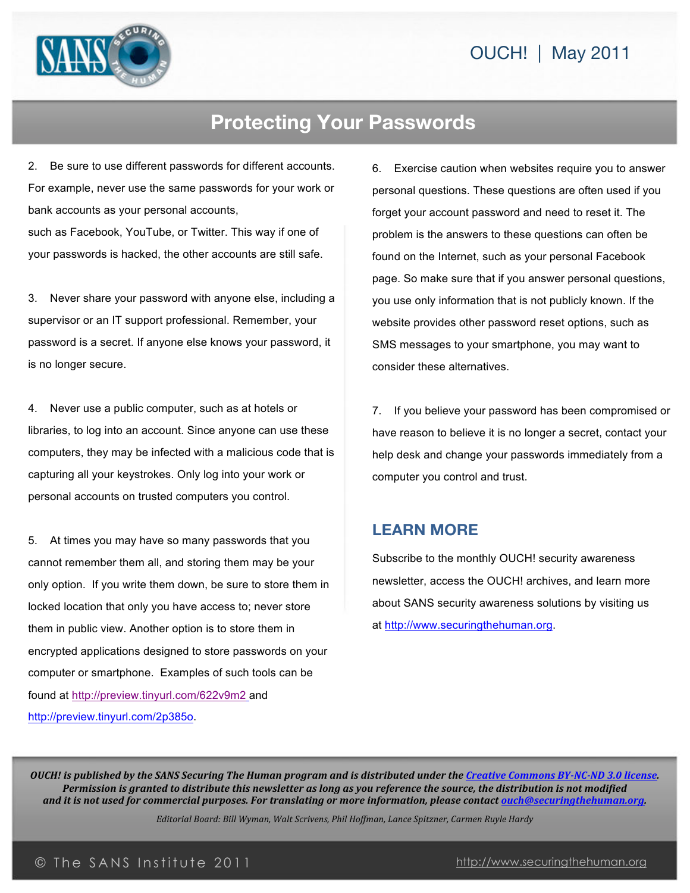# Protecting Your Passwords

2. Be sure to use different passwords for different accounts. For example, never use the same passwords for your work or bank accounts as your personal accounts, such as Facebook, YouTube, or Twitter. This way if one of your passwords is hacked, the other accounts are still safe.

3. Never share your password with anyone else, including a supervisor or an IT support professional. Remember, your password is a secret. If anyone else knows your password, it is no longer secure.

4. Never use a public computer, such as at hotels or libraries, to log into an account. Since anyone can use these computers, they may be infected with a malicious code that is capturing all your keystrokes. Only log into your work or personal accounts on trusted computers you control.

5. At times you may have so many passwords that you cannot remember them all, and storing them may be your only option. If you write them down, be sure to store them in locked location that only you have access to; never store them in public view. Another option is to store them in encrypted applications designed to store passwords on your computer or smartphone. Examples of such tools can be found at http://preview.tinyurl.com/622v9m2 and http://preview.tinyurl.com/2p385o.

6. Exercise caution when websites require you to answer personal questions. These questions are often used if you forget your account password and need to reset it. The problem is the answers to these questions can often be found on the Internet, such as your personal Facebook page. So make sure that if you answer personal questions, you use only information that is not publicly known. If the website provides other password reset options, such as SMS messages to your smartphone, you may want to consider these alternatives.

7. If you believe your password has been compromised or have reason to believe it is no longer a secret, contact your help desk and change your passwords immediately from a computer you control and trust.

## LEARN MORE

Subscribe to the monthly OUCH! security awareness newsletter, access the OUCH! archives, and learn more about SANS security awareness solutions by visiting us at http://www.securingthehuman.org.

***OUCH! is published by the SANS Securing The Human program and is distributed under the Creative Commons BY-NC-ND 3.0 license. Permission is granted to distribute this newsletter as long as you reference the source, the distribution is not modified and it is not used for commercial purposes. For translating or more information, please contact ouch@securingthehuman.org.***

*Editorial Board: Bill Wyman, Walt Scrivens, Phil Hoffman, Lance Spitzner, Carmen Ruyle Hardy*

© The SANS Institute 2011 http://www.securingthehuman.org